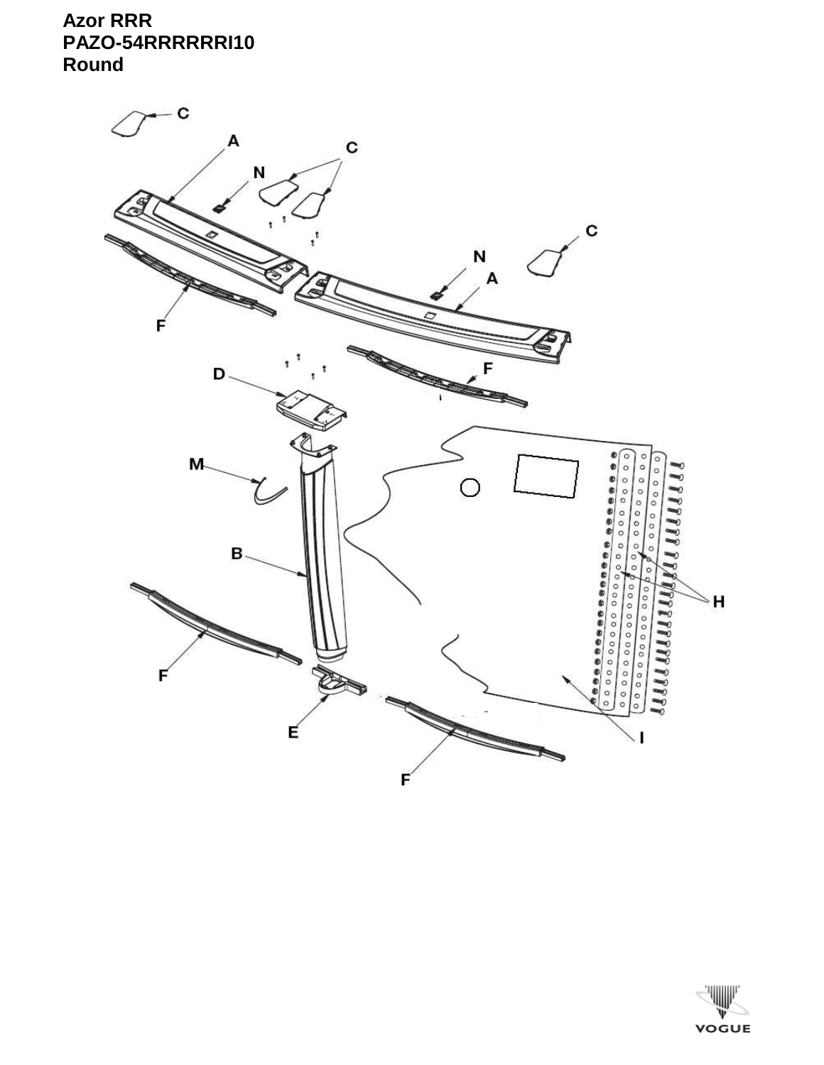**Azor RRR**
**PAZO-54RRRRRRI10**
**Round**

C

A

N

C

F

N

A

C

D

F

M

B

H

F

E

I

F

VOGUE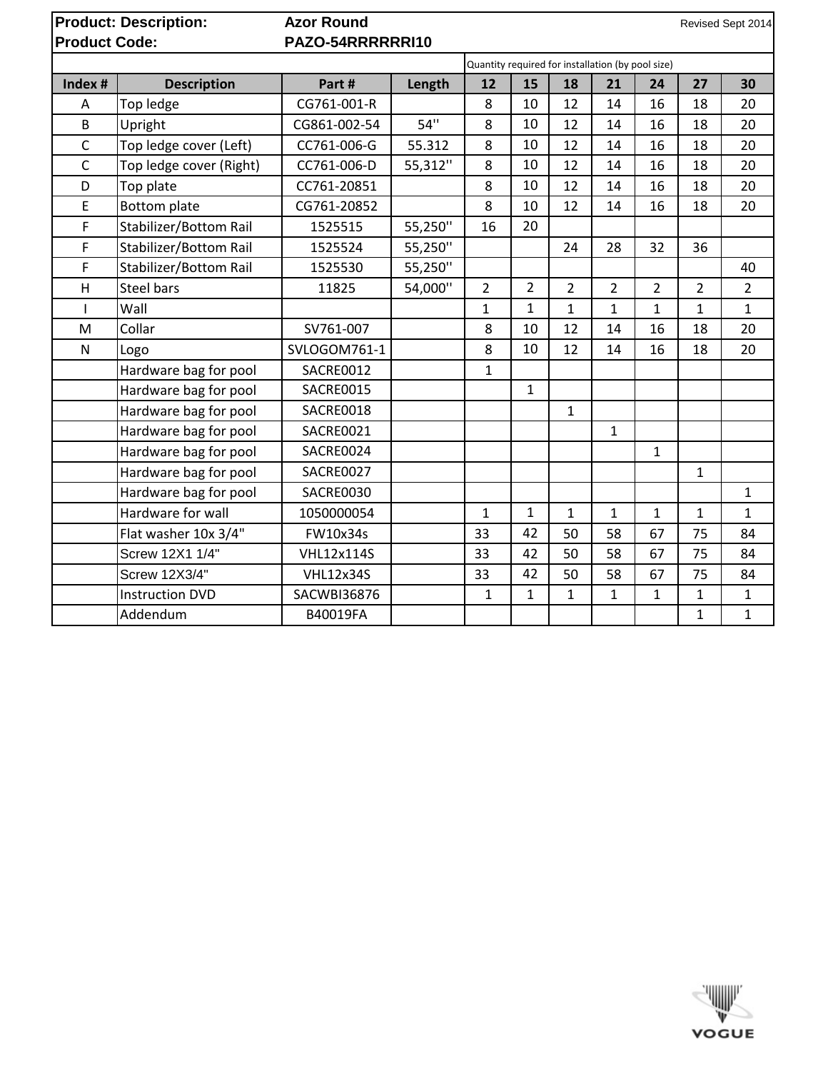| Product: Description: | Azor Round | | | | | | | | | Revised Sept 2014 |
|---|---|---|---|---|---|---|---|---|---|---|
| Product Code: | PAZO-54RRRRRRI10 | | | | | | | | | |
| | | | | Quantity required for installation (by pool size) | | | | | | |
| **Index #** | **Description** | **Part #** | **Length** | **12** | **15** | **18** | **21** | **24** | **27** | **30** |
| A | Top ledge | CG761-001-R | | 8 | 10 | 12 | 14 | 16 | 18 | 20 |
| B | Upright | CG861-002-54 | 54'' | 8 | 10 | 12 | 14 | 16 | 18 | 20 |
| C | Top ledge cover (Left) | CC761-006-G | 55.312 | 8 | 10 | 12 | 14 | 16 | 18 | 20 |
| C | Top ledge cover (Right) | CC761-006-D | 55,312'' | 8 | 10 | 12 | 14 | 16 | 18 | 20 |
| D | Top plate | CC761-20851 | | 8 | 10 | 12 | 14 | 16 | 18 | 20 |
| E | Bottom plate | CG761-20852 | | 8 | 10 | 12 | 14 | 16 | 18 | 20 |
| F | Stabilizer/Bottom Rail | 1525515 | 55,250'' | 16 | 20 | | | | | |
| F | Stabilizer/Bottom Rail | 1525524 | 55,250'' | | | 24 | 28 | 32 | 36 | |
| F | Stabilizer/Bottom Rail | 1525530 | 55,250'' | | | | | | | 40 |
| H | Steel bars | 11825 | 54,000'' | 2 | 2 | 2 | 2 | 2 | 2 | 2 |
| I | Wall | | | 1 | 1 | 1 | 1 | 1 | 1 | 1 |
| M | Collar | SV761-007 | | 8 | 10 | 12 | 14 | 16 | 18 | 20 |
| N | Logo | SVLOGOM761-1 | | 8 | 10 | 12 | 14 | 16 | 18 | 20 |
| | Hardware bag for pool | SACRE0012 | | 1 | | | | | | |
| | Hardware bag for pool | SACRE0015 | | | 1 | | | | | |
| | Hardware bag for pool | SACRE0018 | | | | 1 | | | | |
| | Hardware bag for pool | SACRE0021 | | | | | 1 | | | |
| | Hardware bag for pool | SACRE0024 | | | | | | 1 | | |
| | Hardware bag for pool | SACRE0027 | | | | | | | 1 | |
| | Hardware bag for pool | SACRE0030 | | | | | | | | 1 |
| | Hardware for wall | 1050000054 | | 1 | 1 | 1 | 1 | 1 | 1 | 1 |
| | Flat washer 10x 3/4" | FW10x34s | | 33 | 42 | 50 | 58 | 67 | 75 | 84 |
| | Screw 12X1 1/4" | VHL12x114S | | 33 | 42 | 50 | 58 | 67 | 75 | 84 |
| | Screw 12X3/4" | VHL12x34S | | 33 | 42 | 50 | 58 | 67 | 75 | 84 |
| | Instruction DVD | SACWBI36876 | | 1 | 1 | 1 | 1 | 1 | 1 | 1 |
| | Addendum | B40019FA | | | | | | | 1 | 1 |

VOGUE